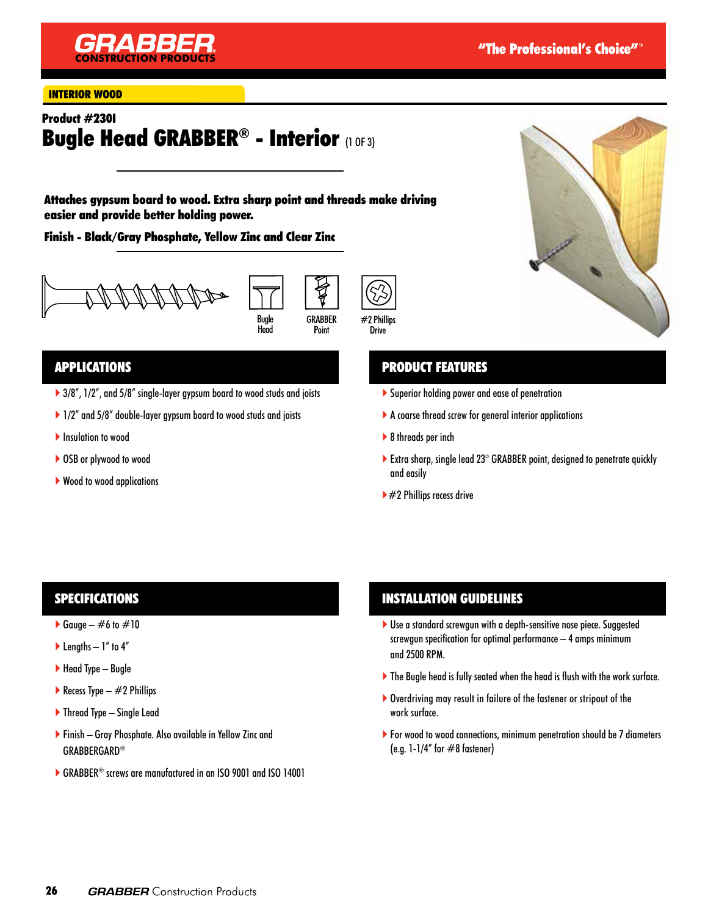**GRABBER** CONSTRUCTION PRODUCTS

"The Professional's Choice"™

**INTERIOR WOOD**

**Product #230I**

# Bugle Head GRABBER® - Interior (1 OF 3)

**Attaches gypsum board to wood. Extra sharp point and threads make driving easier and provide better holding power.**

**Finish - Black/Gray Phosphate, Yellow Zinc and Clear Zinc**

Bugle Head | GRABBER Point | #2 Phillips Drive

## APPLICATIONS

- 3/8", 1/2", and 5/8" single-layer gypsum board to wood studs and joists
- 1/2" and 5/8" double-layer gypsum board to wood studs and joists
- Insulation to wood
- OSB or plywood to wood
- Wood to wood applications

## PRODUCT FEATURES

- Superior holding power and ease of penetration
- A coarse thread screw for general interior applications
- 8 threads per inch
- Extra sharp, single lead 23° GRABBER point, designed to penetrate quickly and easily
- #2 Phillips recess drive

## SPECIFICATIONS

- Gauge – #6 to #10
- Lengths – 1" to 4"
- Head Type – Bugle
- Recess Type – #2 Phillips
- Thread Type – Single Lead
- Finish – Gray Phosphate. Also available in Yellow Zinc and GRABBERGARD®
- GRABBER® screws are manufactured in an ISO 9001 and ISO 14001

## INSTALLATION GUIDELINES

- Use a standard screwgun with a depth-sensitive nose piece. Suggested screwgun specification for optimal performance – 4 amps minimum and 2500 RPM.
- The Bugle head is fully seated when the head is flush with the work surface.
- Overdriving may result in failure of the fastener or stripout of the work surface.
- For wood to wood connections, minimum penetration should be 7 diameters (e.g. 1-1/4" for #8 fastener)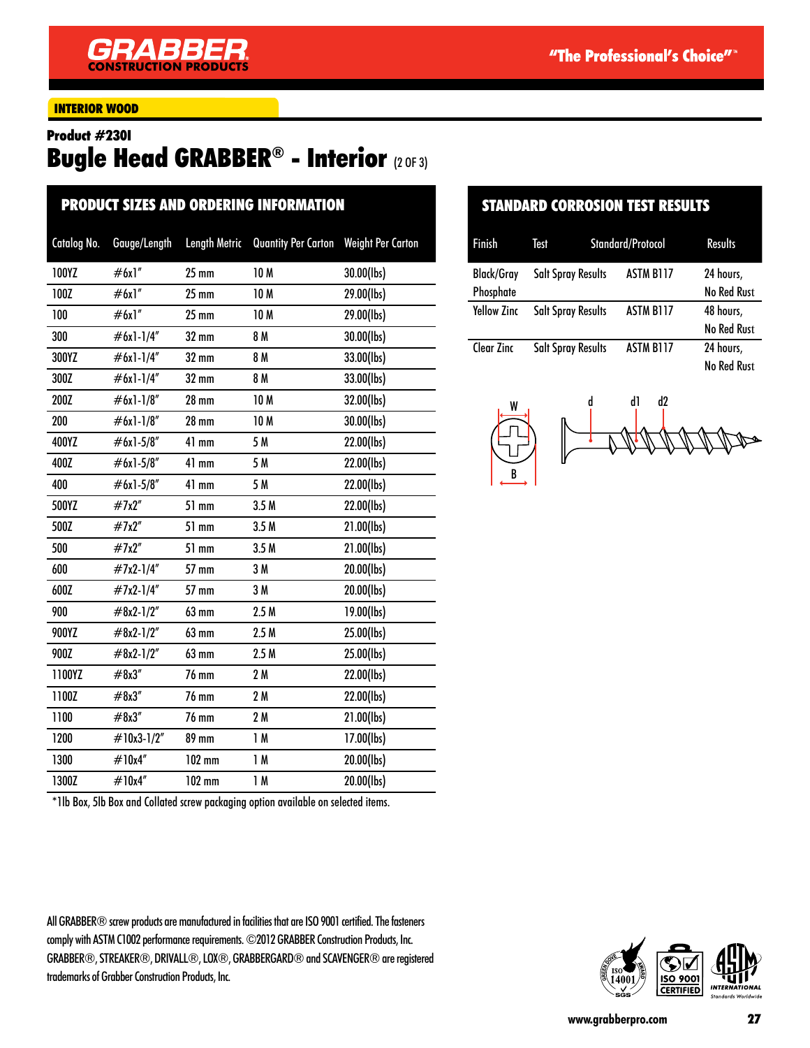INTERIOR WOOD

**Product #230I**

# Bugle Head GRABBER® - Interior (2 OF 3)

## PRODUCT SIZES AND ORDERING INFORMATION

| Catalog No. | Gauge/Length | Length Metric | Quantity Per Carton | Weight Per Carton |
|---|---|---|---|---|
| 100YZ | #6x1" | 25 mm | 10 M | 30.00(lbs) |
| 100Z | #6x1" | 25 mm | 10 M | 29.00(lbs) |
| 100 | #6x1" | 25 mm | 10 M | 29.00(lbs) |
| 300 | #6x1-1/4" | 32 mm | 8 M | 30.00(lbs) |
| 300YZ | #6x1-1/4" | 32 mm | 8 M | 33.00(lbs) |
| 300Z | #6x1-1/4" | 32 mm | 8 M | 33.00(lbs) |
| 200Z | #6x1-1/8" | 28 mm | 10 M | 32.00(lbs) |
| 200 | #6x1-1/8" | 28 mm | 10 M | 30.00(lbs) |
| 400YZ | #6x1-5/8" | 41 mm | 5 M | 22.00(lbs) |
| 400Z | #6x1-5/8" | 41 mm | 5 M | 22.00(lbs) |
| 400 | #6x1-5/8" | 41 mm | 5 M | 22.00(lbs) |
| 500YZ | #7x2" | 51 mm | 3.5 M | 22.00(lbs) |
| 500Z | #7x2" | 51 mm | 3.5 M | 21.00(lbs) |
| 500 | #7x2" | 51 mm | 3.5 M | 21.00(lbs) |
| 600 | #7x2-1/4" | 57 mm | 3 M | 20.00(lbs) |
| 600Z | #7x2-1/4" | 57 mm | 3 M | 20.00(lbs) |
| 900 | #8x2-1/2" | 63 mm | 2.5 M | 19.00(lbs) |
| 900YZ | #8x2-1/2" | 63 mm | 2.5 M | 25.00(lbs) |
| 900Z | #8x2-1/2" | 63 mm | 2.5 M | 25.00(lbs) |
| 1100YZ | #8x3" | 76 mm | 2 M | 22.00(lbs) |
| 1100Z | #8x3" | 76 mm | 2 M | 22.00(lbs) |
| 1100 | #8x3" | 76 mm | 2 M | 21.00(lbs) |
| 1200 | #10x3-1/2" | 89 mm | 1 M | 17.00(lbs) |
| 1300 | #10x4" | 102 mm | 1 M | 20.00(lbs) |
| 1300Z | #10x4" | 102 mm | 1 M | 20.00(lbs) |

*1lb Box, 5lb Box and Collated screw packaging option available on selected items.

## STANDARD CORROSION TEST RESULTS

| Finish | Test | Standard/Protocol | Results |
|---|---|---|---|
| Black/Gray Phosphate | Salt Spray Results | ASTM B117 | 24 hours, No Red Rust |
| Yellow Zinc | Salt Spray Results | ASTM B117 | 48 hours, No Red Rust |
| Clear Zinc | Salt Spray Results | ASTM B117 | 24 hours, No Red Rust |

W B d d1 d2

All GRABBER® screw products are manufactured in facilities that are ISO 9001 certified. The fasteners comply with ASTM C1002 performance requirements. ©2012 GRABBER Construction Products, Inc. GRABBER®, STREAKER®, DRIVALL®, LOX®, GRABBERGARD® and SCAVENGER® are registered trademarks of Grabber Construction Products, Inc.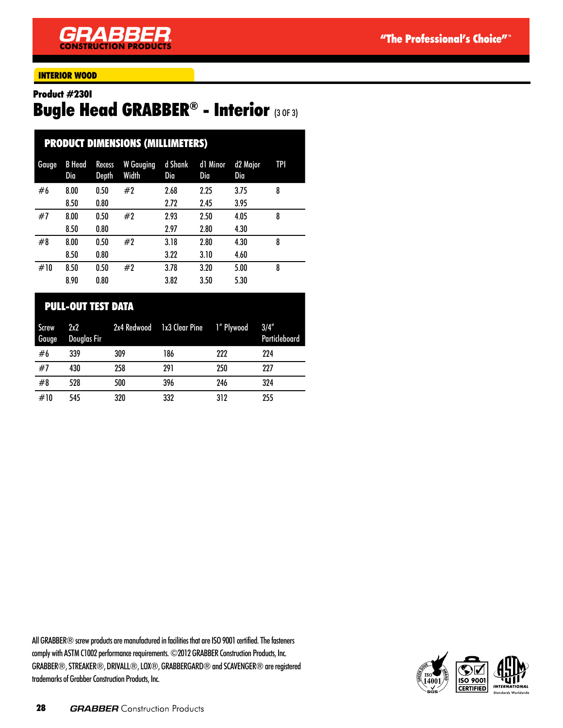**INTERIOR WOOD**

**Product #230I**

# Bugle Head GRABBER® - Interior (3 OF 3)

## PRODUCT DIMENSIONS (MILLIMETERS)

| Gauge | B Head Dia | Recess Depth | W Gauging Width | d Shank Dia | d1 Minor Dia | d2 Major Dia | TPI |
|---|---|---|---|---|---|---|---|
| #6 | 8.00 | 0.50 | #2 | 2.68 | 2.25 | 3.75 | 8 |
| | 8.50 | 0.80 | | 2.72 | 2.45 | 3.95 | |
| #7 | 8.00 | 0.50 | #2 | 2.93 | 2.50 | 4.05 | 8 |
| | 8.50 | 0.80 | | 2.97 | 2.80 | 4.30 | |
| #8 | 8.00 | 0.50 | #2 | 3.18 | 2.80 | 4.30 | 8 |
| | 8.50 | 0.80 | | 3.22 | 3.10 | 4.60 | |
| #10 | 8.50 | 0.50 | #2 | 3.78 | 3.20 | 5.00 | 8 |
| | 8.90 | 0.80 | | 3.82 | 3.50 | 5.30 | |

## PULL-OUT TEST DATA

| Screw Gauge | 2x2 Douglas Fir | 2x4 Redwood | 1x3 Clear Pine | 1" Plywood | 3/4" Particleboard |
|---|---|---|---|---|---|
| #6 | 339 | 309 | 186 | 222 | 224 |
| #7 | 430 | 258 | 291 | 250 | 227 |
| #8 | 528 | 500 | 396 | 246 | 324 |
| #10 | 545 | 320 | 332 | 312 | 255 |

All GRABBER® screw products are manufactured in facilities that are ISO 9001 certified. The fasteners comply with ASTM C1002 performance requirements. ©2012 GRABBER Construction Products, Inc. GRABBER®, STREAKER®, DRIVALL®, LOX®, GRABBERGARD® and SCAVENGER® are registered trademarks of Grabber Construction Products, Inc.